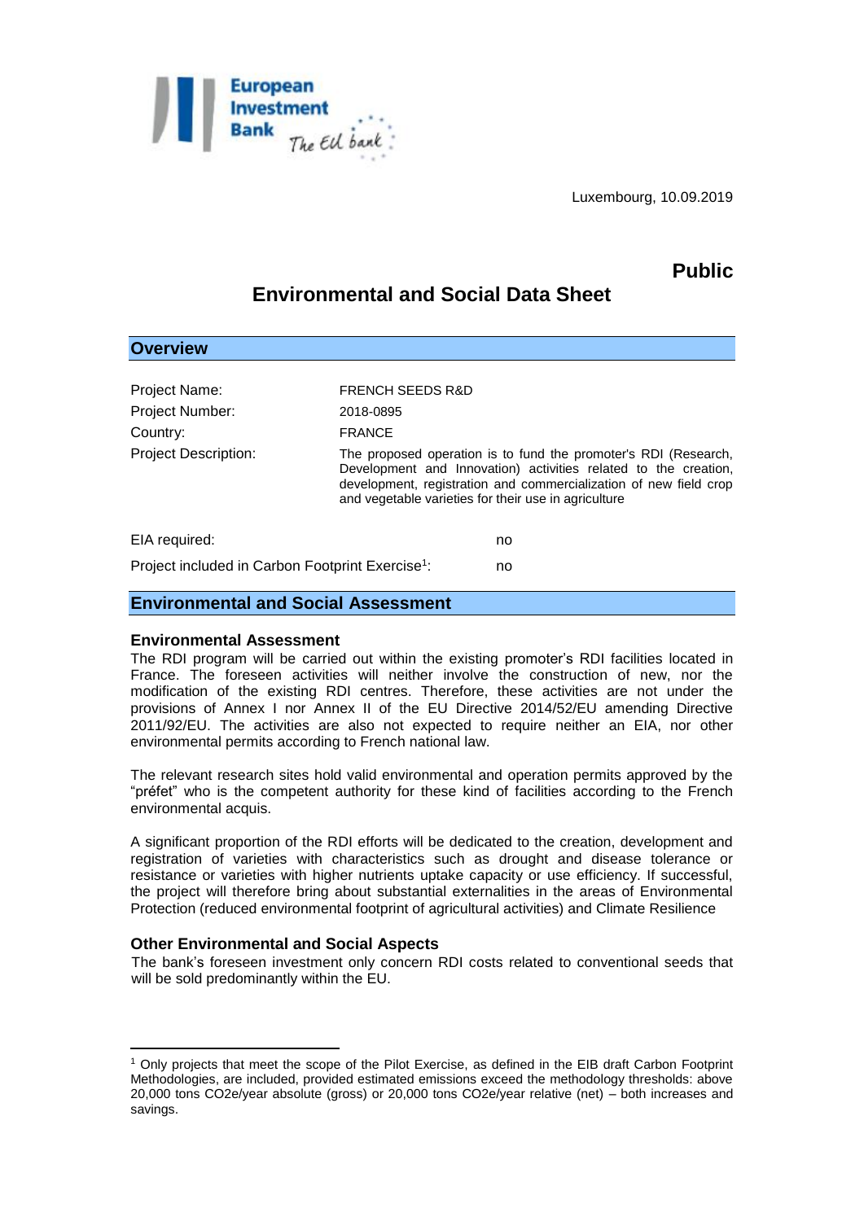Luxembourg, 10.09.2019

**Public**

# Environmental and Social Data Sheet

## Overview

| | |
|---|---|
| Project Name: | FRENCH SEEDS R&D |
| Project Number: | 2018-0895 |
| Country: | FRANCE |
| Project Description: | The proposed operation is to fund the promoter's RDI (Research, Development and Innovation) activities related to the creation, development, registration and commercialization of new field crop and vegetable varieties for their use in agriculture |

| | |
|---|---|
| EIA required: | no |
| Project included in Carbon Footprint Exercise[1]: | no |

## Environmental and Social Assessment

### Environmental Assessment

The RDI program will be carried out within the existing promoter's RDI facilities located in France. The foreseen activities will neither involve the construction of new, nor the modification of the existing RDI centres. Therefore, these activities are not under the provisions of Annex I nor Annex II of the EU Directive 2014/52/EU amending Directive 2011/92/EU. The activities are also not expected to require neither an EIA, nor other environmental permits according to French national law.

The relevant research sites hold valid environmental and operation permits approved by the "préfet" who is the competent authority for these kind of facilities according to the French environmental acquis.

A significant proportion of the RDI efforts will be dedicated to the creation, development and registration of varieties with characteristics such as drought and disease tolerance or resistance or varieties with higher nutrients uptake capacity or use efficiency. If successful, the project will therefore bring about substantial externalities in the areas of Environmental Protection (reduced environmental footprint of agricultural activities) and Climate Resilience

### Other Environmental and Social Aspects

The bank's foreseen investment only concern RDI costs related to conventional seeds that will be sold predominantly within the EU.

---

[1] Only projects that meet the scope of the Pilot Exercise, as defined in the EIB draft Carbon Footprint Methodologies, are included, provided estimated emissions exceed the methodology thresholds: above 20,000 tons CO2e/year absolute (gross) or 20,000 tons CO2e/year relative (net) – both increases and savings.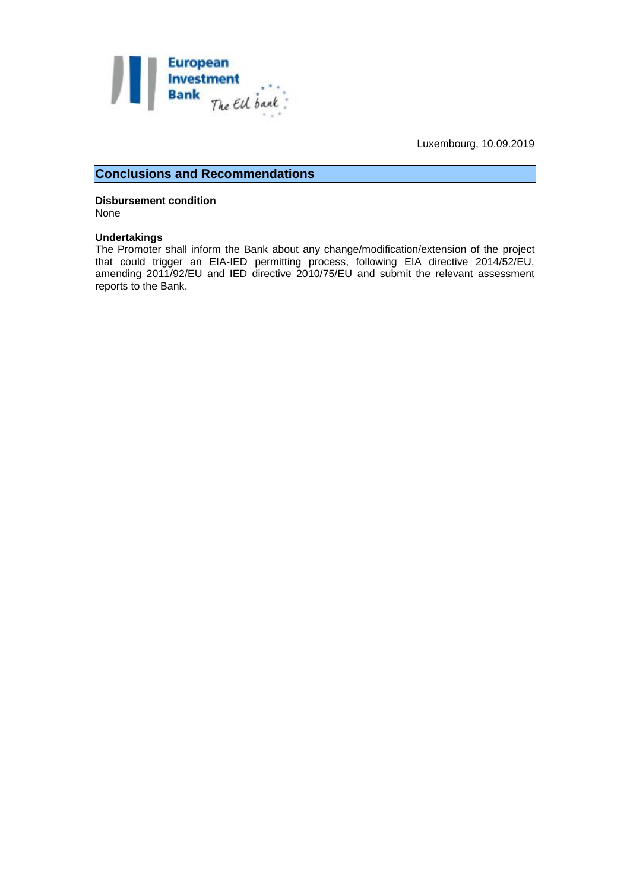Luxembourg, 10.09.2019

## Conclusions and Recommendations

**Disbursement condition**
None

**Undertakings**
The Promoter shall inform the Bank about any change/modification/extension of the project that could trigger an EIA-IED permitting process, following EIA directive 2014/52/EU, amending 2011/92/EU and IED directive 2010/75/EU and submit the relevant assessment reports to the Bank.